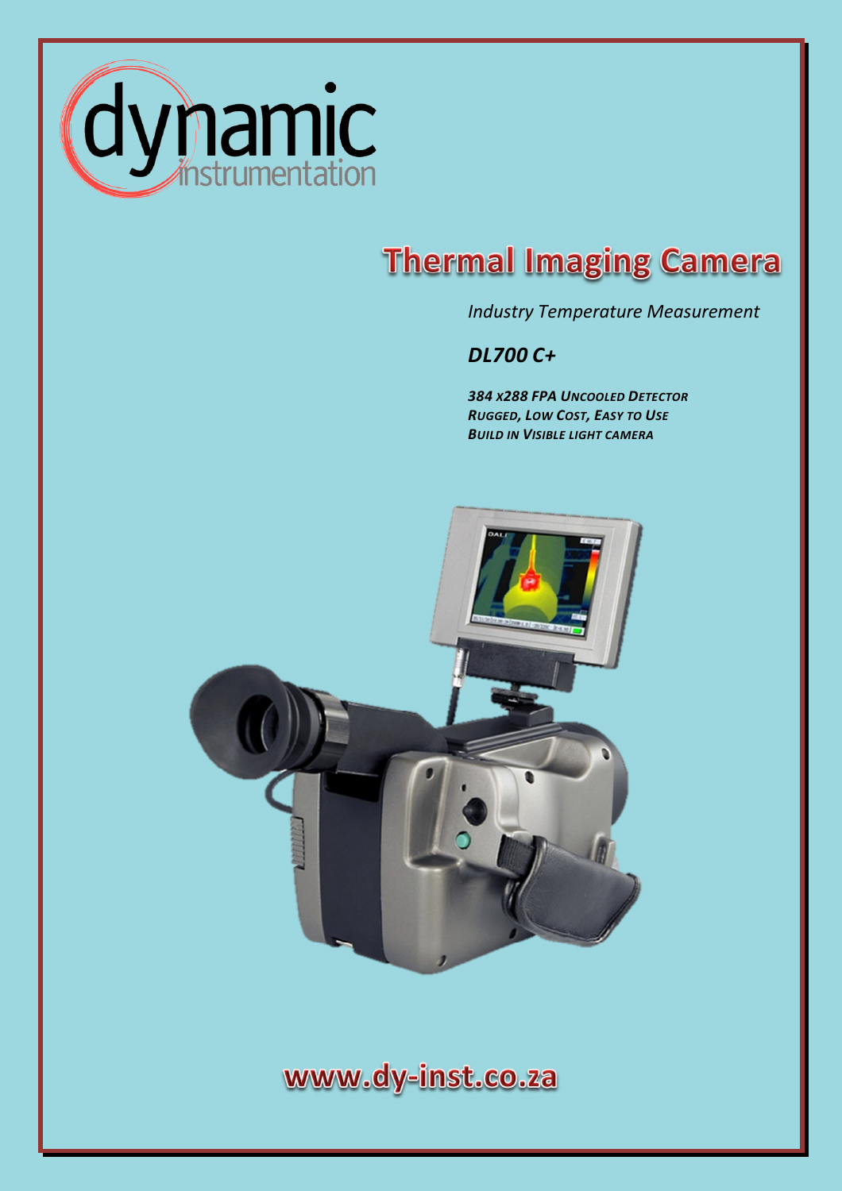dynamic
instrumentation

# Thermal Imaging Camera

*Industry Temperature Measurement*

***DL700 C+***

***384 x288 FPA Uncooled Detector***
***Rugged, Low Cost, Easy to Use***
***Build in Visible light camera***

**www.dy-inst.co.za**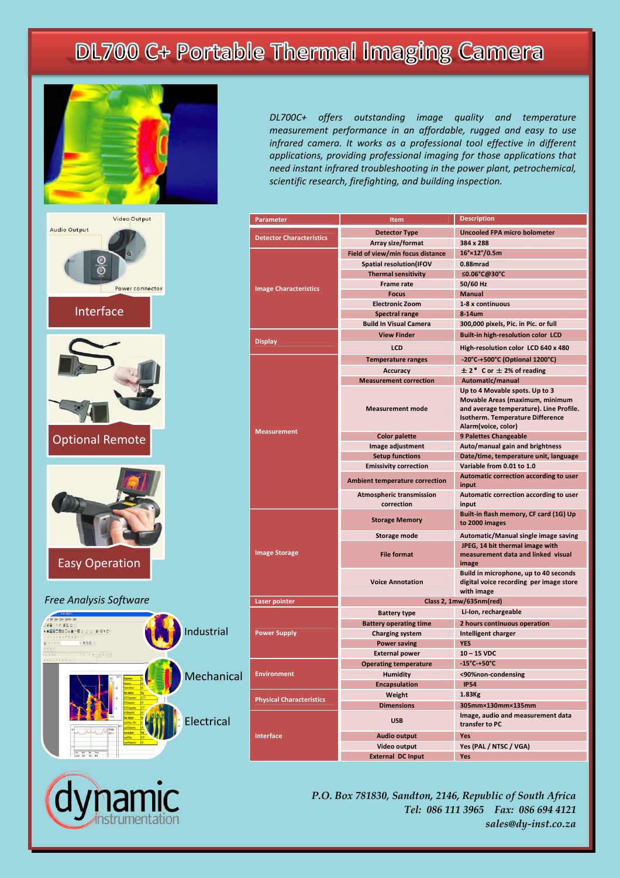# DL700 C+ Portable Thermal Imaging Camera

*DL700C+ offers outstanding image quality and temperature measurement performance in an affordable, rugged and easy to use infrared camera. It works as a professional tool effective in different applications, providing professional imaging for those applications that need instant infrared troubleshooting in the power plant, petrochemical, scientific research, firefighting, and building inspection.*

Video Output
Audio Output
Power connector

Interface

Optional Remote

Easy Operation

*Free Analysis Software*

Industrial

Mechanical

Electrical

| Parameter | Item | Description |
|---|---|---|
| Detector Characteristics | Detector Type | Uncooled FPA micro bolometer |
| | Array size/format | 384 x 288 |
| Image Characteristics | Field of view/min focus distance | 16°×12°/0.5m |
| | Spatial resolution(IFOV | 0.88mrad |
| | Thermal sensitivity | ≤0.06°C@30°C |
| | Frame rate | 50/60 Hz |
| | Focus | Manual |
| | Electronic Zoom | 1-8 x continuous |
| | Spectral range | 8-14um |
| | Build In Visual Camera | 300,000 pixels, Pic. in Pic. or full |
| Display | View Finder | Built-in high-resolution color LCD |
| | LCD | High-resolution color LCD 640 x 480 |
| Measurement | Temperature ranges | -20°C-+500°C (Optional 1200°C) |
| | Accuracy | ±2° C or ±2% of reading |
| | Measurement correction | Automatic/manual |
| | Measurement mode | Up to 4 Movable spots. Up to 3 Movable Areas (maximum, minimum and average temperature). Line Profile. Isotherm. Temperature Difference Alarm(voice, color) |
| | Color palette | 9 Palettes Changeable |
| | Image adjustment | Auto/manual gain and brightness |
| | Setup functions | Date/time, temperature unit, language |
| | Emissivity correction | Variable from 0.01 to 1.0 |
| | Ambient temperature correction | Automatic correction according to user input |
| | Atmospheric transmission correction | Automatic correction according to user input |
| Image Storage | Storage Memory | Built-in flash memory, CF card (1G) Up to 2000 images |
| | Storage mode | Automatic/Manual single image saving |
| | File format | JPEG, 14 bit thermal image with measurement data and linked visual image |
| | Voice Annotation | Build in microphone, up to 40 seconds digital voice recording per image store with image |
| Laser pointer | Class 2, 1mw/635nm(red) | |
| Power Supply | Battery type | Li-Ion, rechargeable |
| | Battery operating time | 2 hours continuous operation |
| | Charging system | Intelligent charger |
| | Power saving | YES |
| | External power | 10 – 15 VDC |
| Environment | Operating temperature | -15°C-+50°C |
| | Humidity | <90%non-condensing |
| | Encapsulation | IP54 |
| Physical Characteristics | Weight | 1.83Kg |
| | Dimensions | 305mm×130mm×135mm |
| Interface | USB | Image, audio and measurement data transfer to PC |
| | Audio output | Yes |
| | Video output | Yes (PAL / NTSC / VGA) |
| | External DC Input | Yes |

dynamic instrumentation

*P.O. Box 781830, Sandton, 2146, Republic of South Africa*
*Tel: 086 111 3965 Fax: 086 694 4121*
*sales@dy-inst.co.za*